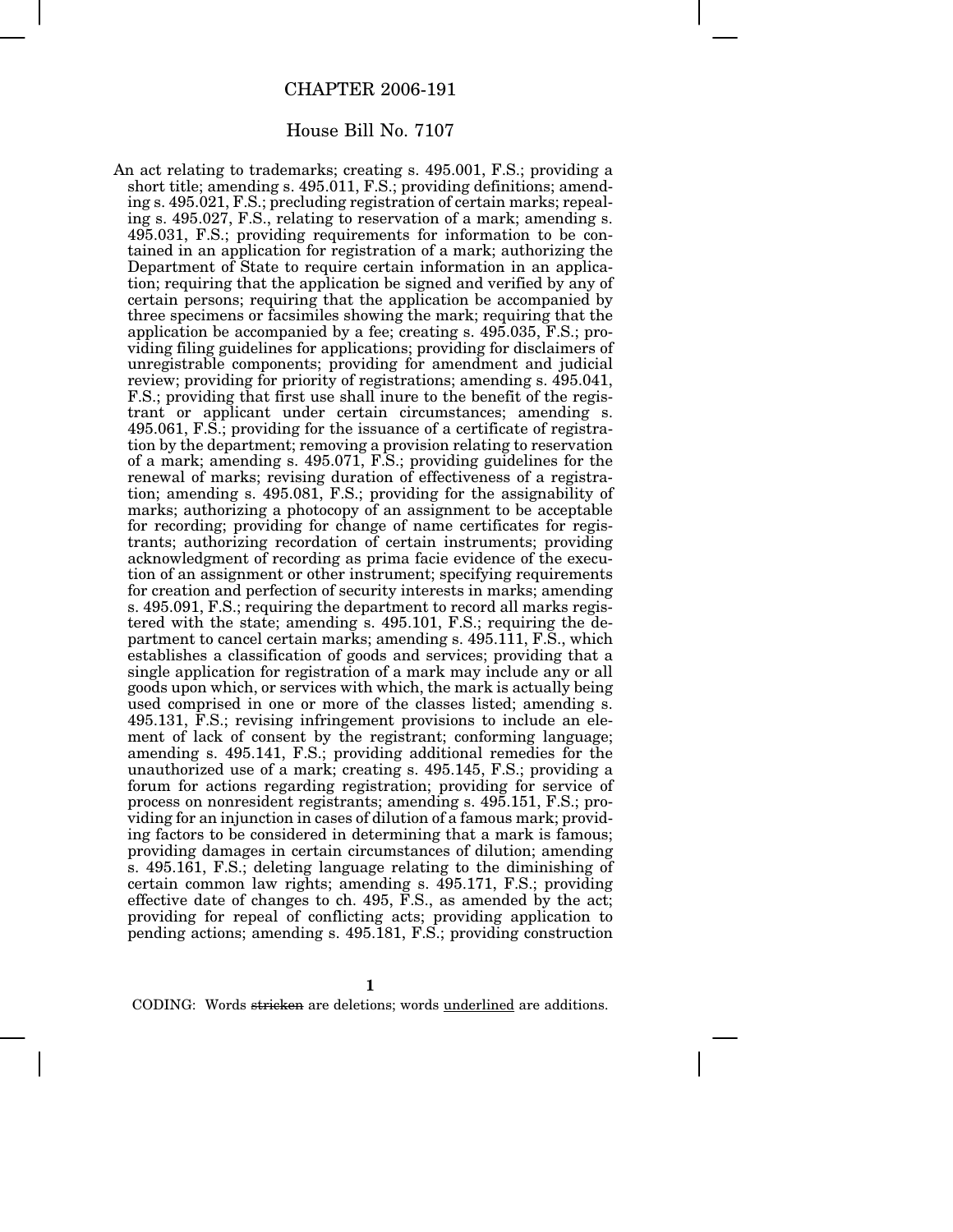# CHAPTER 2006-191

## House Bill No. 7107

An act relating to trademarks; creating s. 495.001, F.S.; providing a short title; amending s. 495.011, F.S.; providing definitions; amending s. 495.021, F.S.; precluding registration of certain marks; repealing s. 495.027, F.S., relating to reservation of a mark; amending s. 495.031, F.S.; providing requirements for information to be contained in an application for registration of a mark; authorizing the Department of State to require certain information in an application; requiring that the application be signed and verified by any of certain persons; requiring that the application be accompanied by three specimens or facsimiles showing the mark; requiring that the application be accompanied by a fee; creating s. 495.035, F.S.; providing filing guidelines for applications; providing for disclaimers of unregistrable components; providing for amendment and judicial review; providing for priority of registrations; amending s. 495.041, F.S.; providing that first use shall inure to the benefit of the registrant or applicant under certain circumstances; amending s. 495.061, F.S.; providing for the issuance of a certificate of registration by the department; removing a provision relating to reservation of a mark; amending s. 495.071, F.S.; providing guidelines for the renewal of marks; revising duration of effectiveness of a registration; amending s. 495.081, F.S.; providing for the assignability of marks; authorizing a photocopy of an assignment to be acceptable for recording; providing for change of name certificates for registrants; authorizing recordation of certain instruments; providing acknowledgment of recording as prima facie evidence of the execution of an assignment or other instrument; specifying requirements for creation and perfection of security interests in marks; amending s. 495.091, F.S.; requiring the department to record all marks registered with the state; amending s. 495.101, F.S.; requiring the department to cancel certain marks; amending s. 495.111, F.S., which establishes a classification of goods and services; providing that a single application for registration of a mark may include any or all goods upon which, or services with which, the mark is actually being used comprised in one or more of the classes listed; amending s. 495.131, F.S.; revising infringement provisions to include an element of lack of consent by the registrant; conforming language; amending s. 495.141, F.S.; providing additional remedies for the unauthorized use of a mark; creating s. 495.145, F.S.; providing a forum for actions regarding registration; providing for service of process on nonresident registrants; amending s. 495.151, F.S.; providing for an injunction in cases of dilution of a famous mark; providing factors to be considered in determining that a mark is famous; providing damages in certain circumstances of dilution; amending s. 495.161, F.S.; deleting language relating to the diminishing of certain common law rights; amending s. 495.171, F.S.; providing effective date of changes to ch. 495, F.S., as amended by the act; providing for repeal of conflicting acts; providing application to pending actions; amending s. 495.181, F.S.; providing construction

CODING: Words ~~stricken~~ are deletions; words <u>underlined</u> are additions.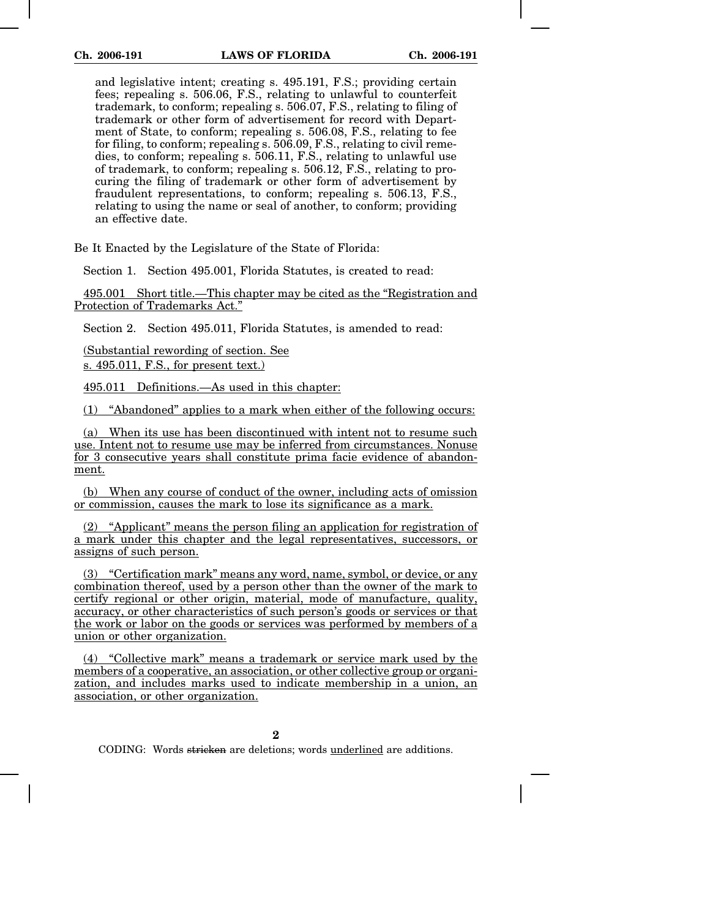and legislative intent; creating s. 495.191, F.S.; providing certain fees; repealing s. 506.06, F.S., relating to unlawful to counterfeit trademark, to conform; repealing s. 506.07, F.S., relating to filing of trademark or other form of advertisement for record with Department of State, to conform; repealing s. 506.08, F.S., relating to fee for filing, to conform; repealing s. 506.09, F.S., relating to civil remedies, to conform; repealing s. 506.11, F.S., relating to unlawful use of trademark, to conform; repealing s. 506.12, F.S., relating to procuring the filing of trademark or other form of advertisement by fraudulent representations, to conform; repealing s. 506.13, F.S., relating to using the name or seal of another, to conform; providing an effective date.

Be It Enacted by the Legislature of the State of Florida:

Section 1. Section 495.001, Florida Statutes, is created to read:

495.001 Short title.—This chapter may be cited as the "Registration and Protection of Trademarks Act."

Section 2. Section 495.011, Florida Statutes, is amended to read:

(Substantial rewording of section. See s. 495.011, F.S., for present text.)

495.011 Definitions.—As used in this chapter:

(1) "Abandoned" applies to a mark when either of the following occurs:

(a) When its use has been discontinued with intent not to resume such use. Intent not to resume use may be inferred from circumstances. Nonuse for 3 consecutive years shall constitute prima facie evidence of abandonment.

(b) When any course of conduct of the owner, including acts of omission or commission, causes the mark to lose its significance as a mark.

(2) "Applicant" means the person filing an application for registration of a mark under this chapter and the legal representatives, successors, or assigns of such person.

(3) "Certification mark" means any word, name, symbol, or device, or any combination thereof, used by a person other than the owner of the mark to certify regional or other origin, material, mode of manufacture, quality, accuracy, or other characteristics of such person's goods or services or that the work or labor on the goods or services was performed by members of a union or other organization.

(4) "Collective mark" means a trademark or service mark used by the members of a cooperative, an association, or other collective group or organization, and includes marks used to indicate membership in a union, an association, or other organization.

CODING: Words stricken are deletions; words underlined are additions.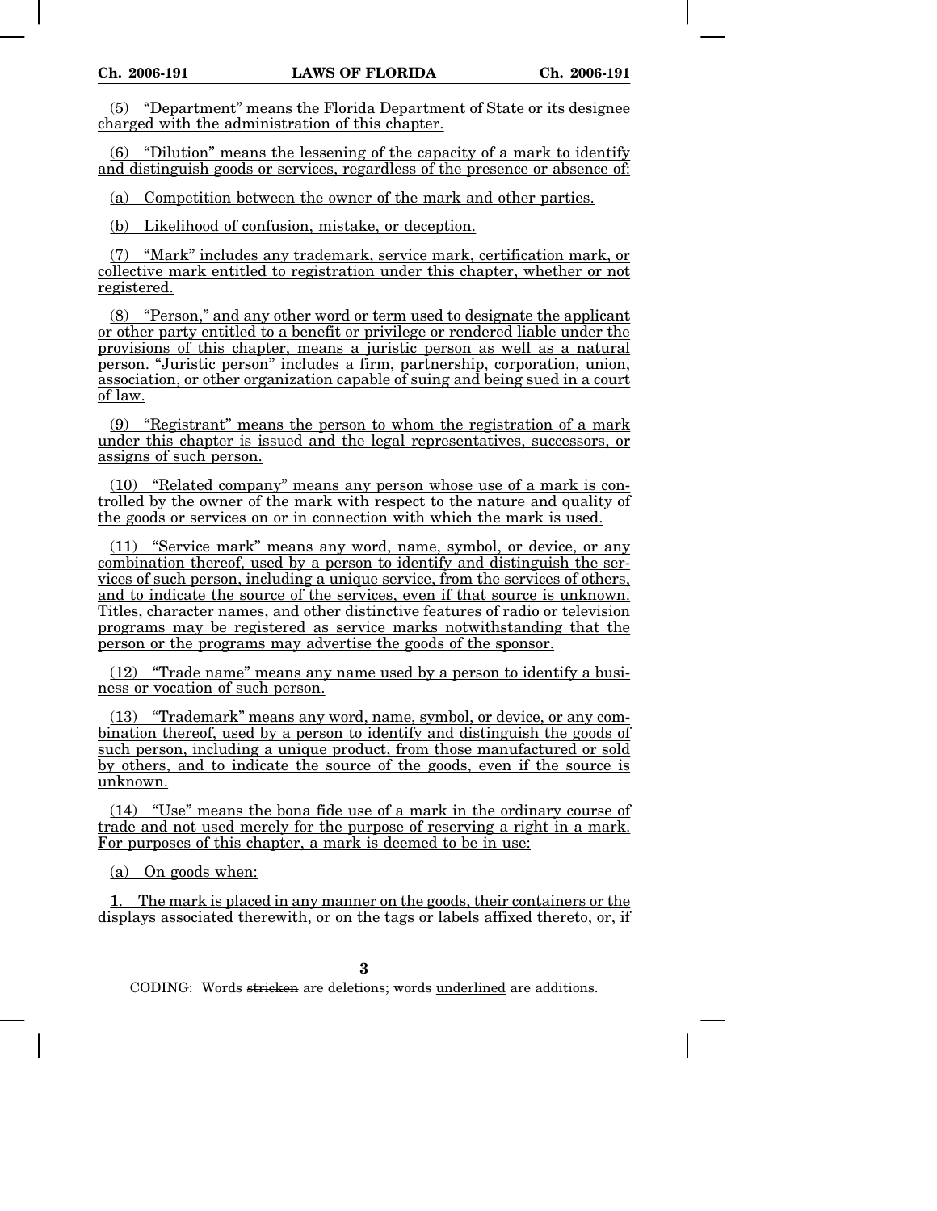(5) "Department" means the Florida Department of State or its designee charged with the administration of this chapter.

(6) "Dilution" means the lessening of the capacity of a mark to identify and distinguish goods or services, regardless of the presence or absence of:

(a) Competition between the owner of the mark and other parties.

(b) Likelihood of confusion, mistake, or deception.

(7) "Mark" includes any trademark, service mark, certification mark, or collective mark entitled to registration under this chapter, whether or not registered.

(8) "Person," and any other word or term used to designate the applicant or other party entitled to a benefit or privilege or rendered liable under the provisions of this chapter, means a juristic person as well as a natural person. "Juristic person" includes a firm, partnership, corporation, union, association, or other organization capable of suing and being sued in a court of law.

(9) "Registrant" means the person to whom the registration of a mark under this chapter is issued and the legal representatives, successors, or assigns of such person.

(10) "Related company" means any person whose use of a mark is controlled by the owner of the mark with respect to the nature and quality of the goods or services on or in connection with which the mark is used.

(11) "Service mark" means any word, name, symbol, or device, or any combination thereof, used by a person to identify and distinguish the services of such person, including a unique service, from the services of others, and to indicate the source of the services, even if that source is unknown. Titles, character names, and other distinctive features of radio or television programs may be registered as service marks notwithstanding that the person or the programs may advertise the goods of the sponsor.

(12) "Trade name" means any name used by a person to identify a business or vocation of such person.

(13) "Trademark" means any word, name, symbol, or device, or any combination thereof, used by a person to identify and distinguish the goods of such person, including a unique product, from those manufactured or sold by others, and to indicate the source of the goods, even if the source is unknown.

(14) "Use" means the bona fide use of a mark in the ordinary course of trade and not used merely for the purpose of reserving a right in a mark. For purposes of this chapter, a mark is deemed to be in use:

(a) On goods when:

1. The mark is placed in any manner on the goods, their containers or the displays associated therewith, or on the tags or labels affixed thereto, or, if

CODING: Words stricken are deletions; words underlined are additions.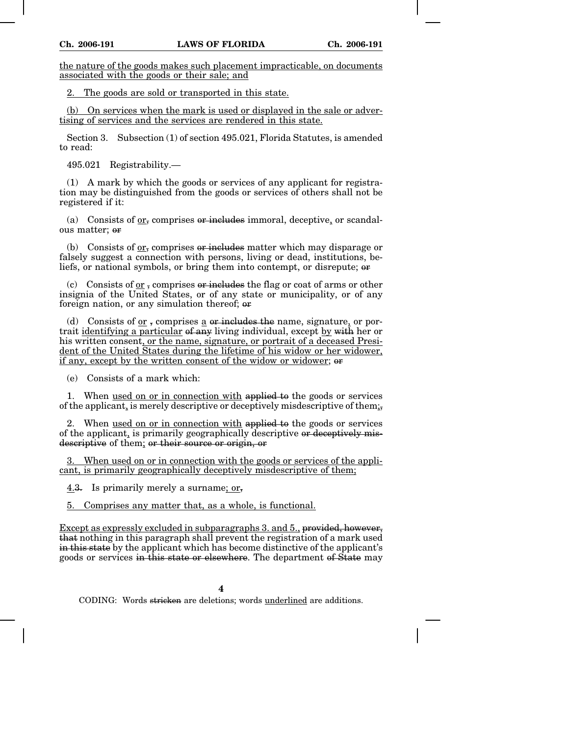<u>the nature of the goods makes such placement impracticable, on documents associated with the goods or their sale; and</u>

<u>2. The goods are sold or transported in this state.</u>

<u>(b) On services when the mark is used or displayed in the sale or advertising of services and the services are rendered in this state.</u>

Section 3. Subsection (1) of section 495.021, Florida Statutes, is amended to read:

495.021 Registrability.—

(1) A mark by which the goods or services of any applicant for registration may be distinguished from the goods or services of others shall not be registered if it:

(a) Consists of <u>or</u>~~,~~ comprises ~~or includes~~ immoral, deceptive<u>,</u> or scandalous matter; ~~or~~

(b) Consists of <u>or</u>~~,~~ comprises ~~or includes~~ matter which may disparage or falsely suggest a connection with persons, living or dead, institutions, beliefs, or national symbols, or bring them into contempt, or disrepute; ~~or~~

(c) Consists of <u>or</u> ~~,~~ comprises ~~or includes~~ the flag or coat of arms or other insignia of the United States, or of any state or municipality, or of any foreign nation, or any simulation thereof; ~~or~~

(d) Consists of <u>or</u> ~~,~~ comprises <u>a</u> ~~or includes the~~ name, signature<u>,</u> or portrait <u>identifying a particular</u> ~~of any~~ living individual, except <u>by</u> ~~with~~ her or his written consent<u>, or the name, signature, or portrait of a deceased President of the United States during the lifetime of his widow or her widower, if any, except by the written consent of the widow or widower</u>; ~~or~~

(e) Consists of a mark which:

1. When <u>used on or in connection with</u> ~~applied to~~ the goods or services of the applicant<u>,</u> is merely descriptive or deceptively misdescriptive of them<u>;</u>~~,~~

2. When <u>used on or in connection with</u> ~~applied to~~ the goods or services of the applicant<u>,</u> is primarily geographically descriptive ~~or deceptively misdescriptive~~ of them<u>;</u> ~~or their source or origin, or~~

<u>3. When used on or in connection with the goods or services of the applicant, is primarily geographically deceptively misdescriptive of them;</u>

<u>4.</u>~~3.~~ Is primarily merely a surname<u>; or</u>~~,~~

<u>5. Comprises any matter that, as a whole, is functional.</u>

<u>Except as expressly excluded in subparagraphs 3. and 5.,</u> ~~provided, however, that~~ nothing in this paragraph shall prevent the registration of a mark used ~~in this state~~ by the applicant which has become distinctive of the applicant's goods or services ~~in this state or elsewhere~~. The department ~~of State~~ may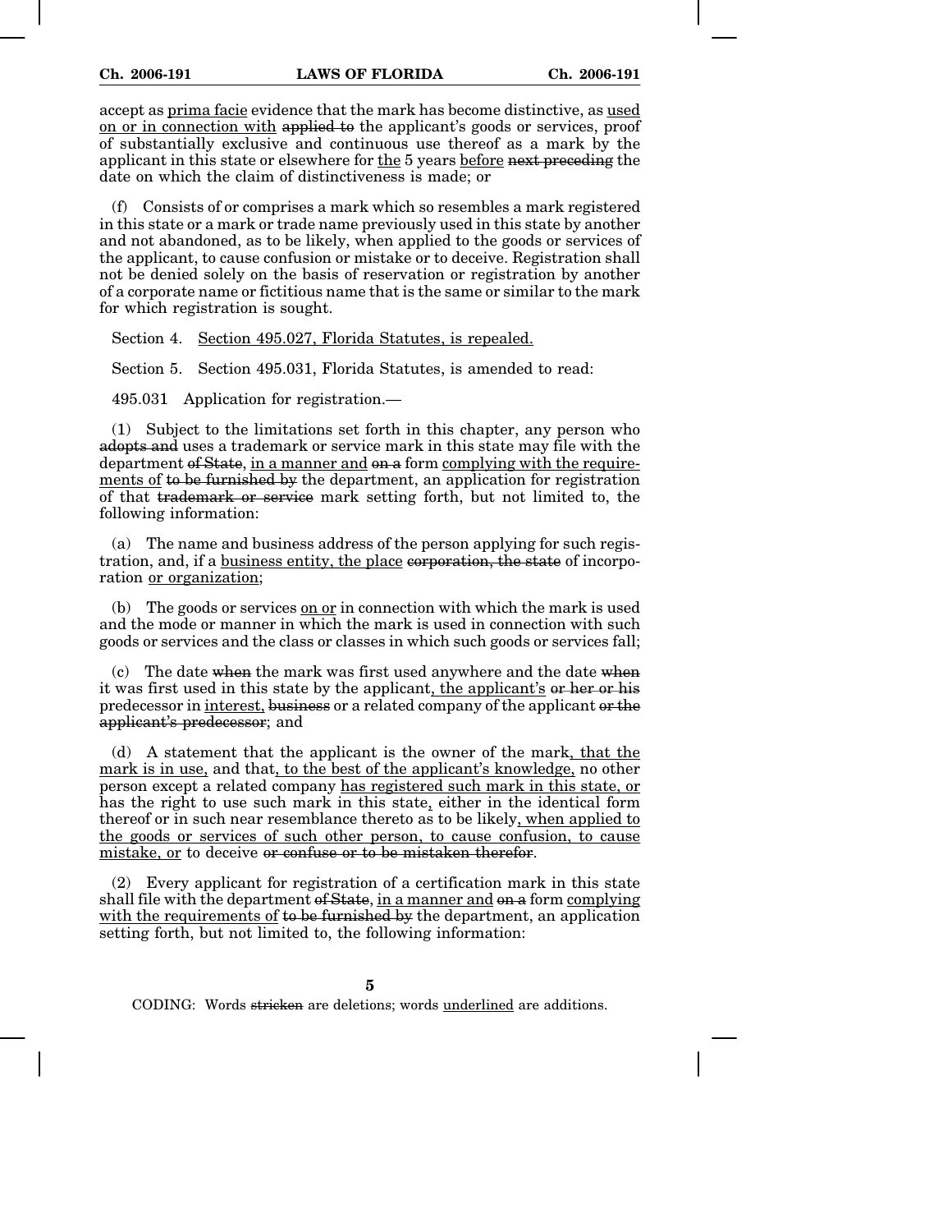accept as <u>prima facie</u> evidence that the mark has become distinctive, as <u>used on or in connection with</u> ~~applied to~~ the applicant's goods or services, proof of substantially exclusive and continuous use thereof as a mark by the applicant in this state or elsewhere for <u>the</u> 5 years <u>before</u> ~~next preceding~~ the date on which the claim of distinctiveness is made; or

(f) Consists of or comprises a mark which so resembles a mark registered in this state or a mark or trade name previously used in this state by another and not abandoned, as to be likely, when applied to the goods or services of the applicant, to cause confusion or mistake or to deceive. Registration shall not be denied solely on the basis of reservation or registration by another of a corporate name or fictitious name that is the same or similar to the mark for which registration is sought.

Section 4. <u>Section 495.027, Florida Statutes, is repealed.</u>

Section 5. Section 495.031, Florida Statutes, is amended to read:

495.031 Application for registration.—

(1) Subject to the limitations set forth in this chapter, any person who ~~adopts and~~ uses a trademark or service mark in this state may file with the department ~~of State~~, <u>in a manner and</u> ~~on a~~ form <u>complying with the requirements of</u> ~~to be furnished by~~ the department, an application for registration of that ~~trademark or service~~ mark setting forth, but not limited to, the following information:

(a) The name and business address of the person applying for such registration, and, if a <u>business entity, the place</u> ~~corporation, the state~~ of incorporation <u>or organization</u>;

(b) The goods or services <u>on or</u> in connection with which the mark is used and the mode or manner in which the mark is used in connection with such goods or services and the class or classes in which such goods or services fall;

(c) The date ~~when~~ the mark was first used anywhere and the date ~~when~~ it was first used in this state by the applicant<u>, the applicant's</u> ~~or her or his~~ predecessor in <u>interest,</u> ~~business~~ or a related company of the applicant ~~or the applicant's predecessor~~; and

(d) A statement that the applicant is the owner of the mark<u>, that the mark is in use,</u> and that<u>, to the best of the applicant's knowledge,</u> no other person except a related company <u>has registered such mark in this state, or</u> has the right to use such mark in this state<u>,</u> either in the identical form thereof or in such near resemblance thereto as to be likely<u>, when applied to the goods or services of such other person, to cause confusion, to cause mistake, or</u> to deceive ~~or confuse or to be mistaken therefor~~.

(2) Every applicant for registration of a certification mark in this state shall file with the department ~~of State~~, <u>in a manner and</u> ~~on a~~ form <u>complying with the requirements of</u> ~~to be furnished by~~ the department, an application setting forth, but not limited to, the following information: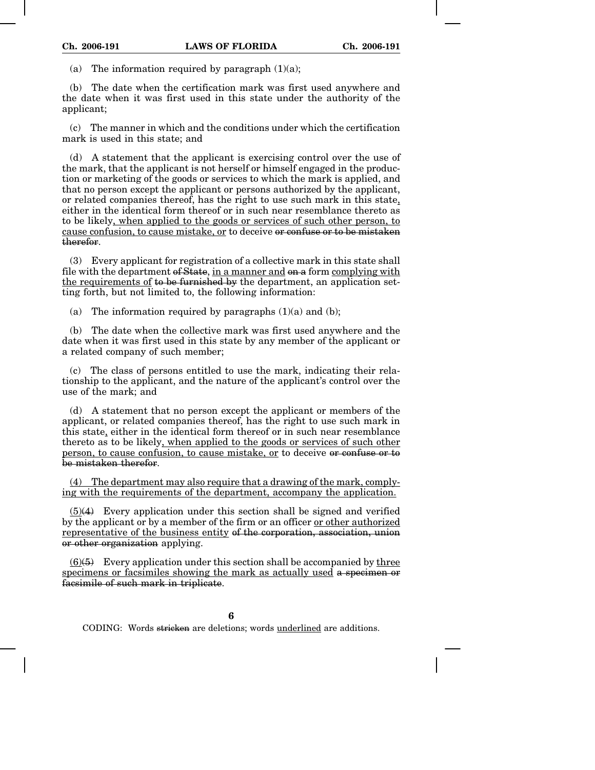(a) The information required by paragraph (1)(a);

(b) The date when the certification mark was first used anywhere and the date when it was first used in this state under the authority of the applicant;

(c) The manner in which and the conditions under which the certification mark is used in this state; and

(d) A statement that the applicant is exercising control over the use of the mark, that the applicant is not herself or himself engaged in the production or marketing of the goods or services to which the mark is applied, and that no person except the applicant or persons authorized by the applicant, or related companies thereof, has the right to use such mark in this state<u>,</u> either in the identical form thereof or in such near resemblance thereto as to be likely<u>, when applied to the goods or services of such other person, to cause confusion, to cause mistake, or</u> to deceive ~~or confuse or to be mistaken therefor~~.

(3) Every applicant for registration of a collective mark in this state shall file with the department ~~of State~~, <u>in a manner and</u> ~~on a~~ form <u>complying with the requirements of</u> ~~to be furnished by~~ the department, an application setting forth, but not limited to, the following information:

(a) The information required by paragraphs (1)(a) and (b);

(b) The date when the collective mark was first used anywhere and the date when it was first used in this state by any member of the applicant or a related company of such member;

(c) The class of persons entitled to use the mark, indicating their relationship to the applicant, and the nature of the applicant's control over the use of the mark; and

(d) A statement that no person except the applicant or members of the applicant, or related companies thereof, has the right to use such mark in this state<u>,</u> either in the identical form thereof or in such near resemblance thereto as to be likely<u>, when applied to the goods or services of such other person, to cause confusion, to cause mistake, or</u> to deceive ~~or confuse or to be mistaken therefor~~.

<u>(4) The department may also require that a drawing of the mark, complying with the requirements of the department, accompany the application.</u>

<u>(5)</u>~~(4)~~ Every application under this section shall be signed and verified by the applicant or by a member of the firm or an officer <u>or other authorized representative of the business entity</u> ~~of the corporation, association, union or other organization~~ applying.

<u>(6)</u>~~(5)~~ Every application under this section shall be accompanied by <u>three specimens or facsimiles showing the mark as actually used</u> ~~a specimen or facsimile of such mark in triplicate~~.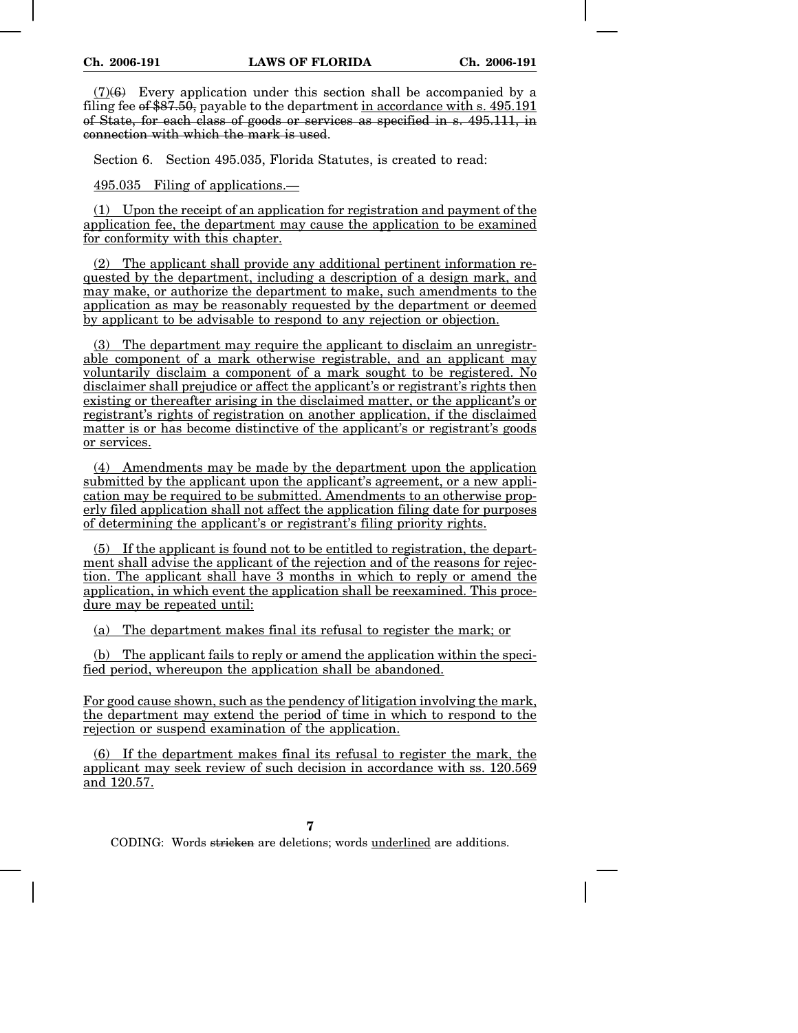(7)~~(6)~~ Every application under this section shall be accompanied by a filing fee ~~of $87.50,~~ payable to the department <u>in accordance with s. 495.191</u> ~~of State, for each class of goods or services as specified in s. 495.111, in connection with which the mark is used~~.

Section 6. Section 495.035, Florida Statutes, is created to read:

<u>495.035 Filing of applications.—</u>

<u>(1) Upon the receipt of an application for registration and payment of the application fee, the department may cause the application to be examined for conformity with this chapter.</u>

<u>(2) The applicant shall provide any additional pertinent information requested by the department, including a description of a design mark, and may make, or authorize the department to make, such amendments to the application as may be reasonably requested by the department or deemed by applicant to be advisable to respond to any rejection or objection.</u>

<u>(3) The department may require the applicant to disclaim an unregistrable component of a mark otherwise registrable, and an applicant may voluntarily disclaim a component of a mark sought to be registered. No disclaimer shall prejudice or affect the applicant's or registrant's rights then existing or thereafter arising in the disclaimed matter, or the applicant's or registrant's rights of registration on another application, if the disclaimed matter is or has become distinctive of the applicant's or registrant's goods or services.</u>

<u>(4) Amendments may be made by the department upon the application submitted by the applicant upon the applicant's agreement, or a new application may be required to be submitted. Amendments to an otherwise properly filed application shall not affect the application filing date for purposes of determining the applicant's or registrant's filing priority rights.</u>

<u>(5) If the applicant is found not to be entitled to registration, the department shall advise the applicant of the rejection and of the reasons for rejection. The applicant shall have 3 months in which to reply or amend the application, in which event the application shall be reexamined. This procedure may be repeated until:</u>

<u>(a) The department makes final its refusal to register the mark; or</u>

<u>(b) The applicant fails to reply or amend the application within the specified period, whereupon the application shall be abandoned.</u>

<u>For good cause shown, such as the pendency of litigation involving the mark, the department may extend the period of time in which to respond to the rejection or suspend examination of the application.</u>

<u>(6) If the department makes final its refusal to register the mark, the applicant may seek review of such decision in accordance with ss. 120.569 and 120.57.</u>

CODING: Words ~~stricken~~ are deletions; words <u>underlined</u> are additions.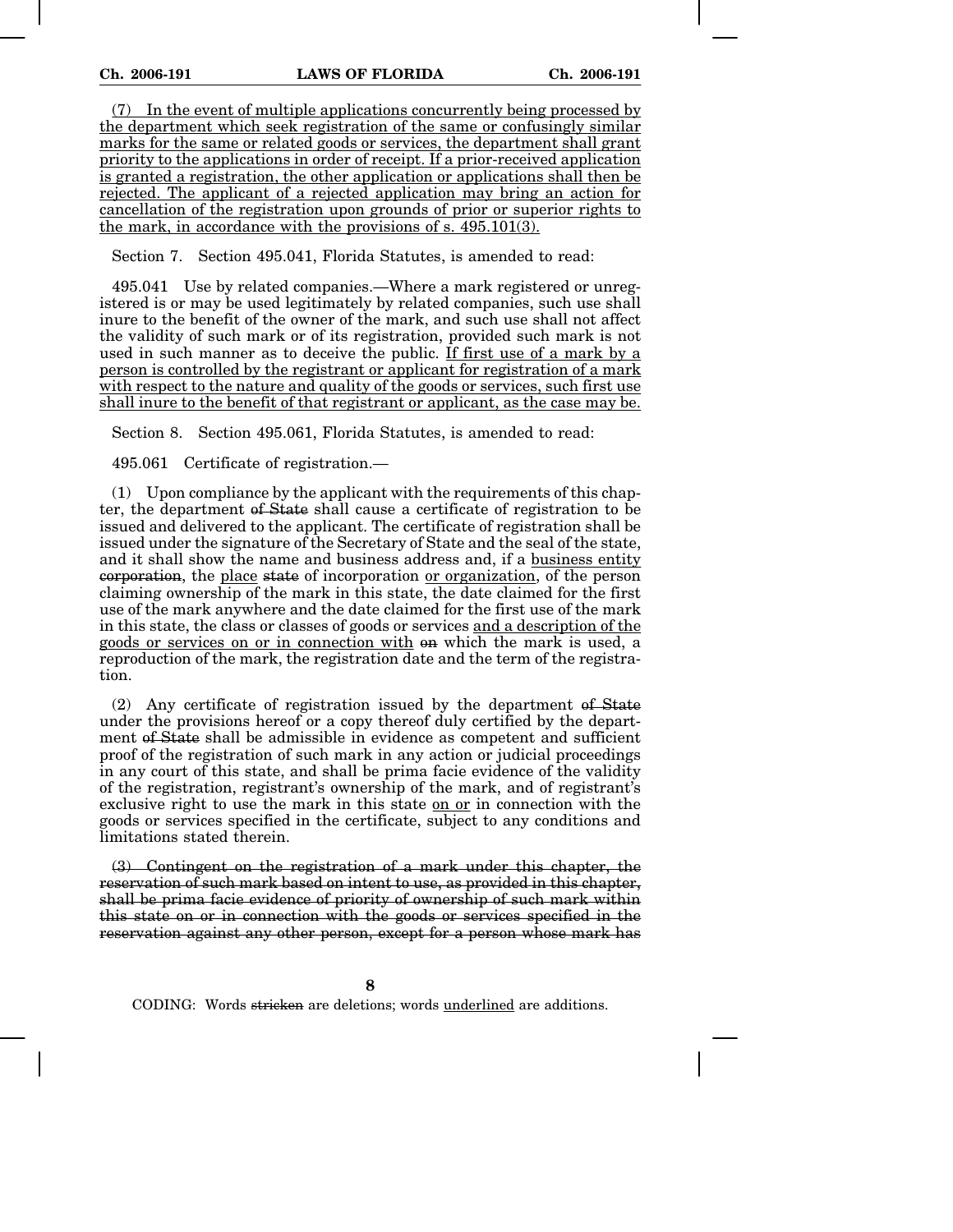<u>(7) In the event of multiple applications concurrently being processed by the department which seek registration of the same or confusingly similar marks for the same or related goods or services, the department shall grant priority to the applications in order of receipt. If a prior-received application is granted a registration, the other application or applications shall then be rejected. The applicant of a rejected application may bring an action for cancellation of the registration upon grounds of prior or superior rights to the mark, in accordance with the provisions of s. 495.101(3).</u>

Section 7. Section 495.041, Florida Statutes, is amended to read:

495.041 Use by related companies.—Where a mark registered or unregistered is or may be used legitimately by related companies, such use shall inure to the benefit of the owner of the mark, and such use shall not affect the validity of such mark or of its registration, provided such mark is not used in such manner as to deceive the public. <u>If first use of a mark by a person is controlled by the registrant or applicant for registration of a mark with respect to the nature and quality of the goods or services, such first use shall inure to the benefit of that registrant or applicant, as the case may be.</u>

Section 8. Section 495.061, Florida Statutes, is amended to read:

495.061 Certificate of registration.—

(1) Upon compliance by the applicant with the requirements of this chapter, the department ~~of State~~ shall cause a certificate of registration to be issued and delivered to the applicant. The certificate of registration shall be issued under the signature of the Secretary of State and the seal of the state, and it shall show the name and business address and, if a <u>business entity</u> ~~corporation~~, the <u>place</u> ~~state~~ of incorporation <u>or organization</u>, of the person claiming ownership of the mark in this state, the date claimed for the first use of the mark anywhere and the date claimed for the first use of the mark in this state, the class or classes of goods or services <u>and a description of the goods or services on or in connection with</u> ~~on~~ which the mark is used, a reproduction of the mark, the registration date and the term of the registration.

(2) Any certificate of registration issued by the department ~~of State~~ under the provisions hereof or a copy thereof duly certified by the department ~~of State~~ shall be admissible in evidence as competent and sufficient proof of the registration of such mark in any action or judicial proceedings in any court of this state, and shall be prima facie evidence of the validity of the registration, registrant's ownership of the mark, and of registrant's exclusive right to use the mark in this state <u>on or</u> in connection with the goods or services specified in the certificate, subject to any conditions and limitations stated therein.

~~(3) Contingent on the registration of a mark under this chapter, the reservation of such mark based on intent to use, as provided in this chapter, shall be prima facie evidence of priority of ownership of such mark within this state on or in connection with the goods or services specified in the reservation against any other person, except for a person whose mark has~~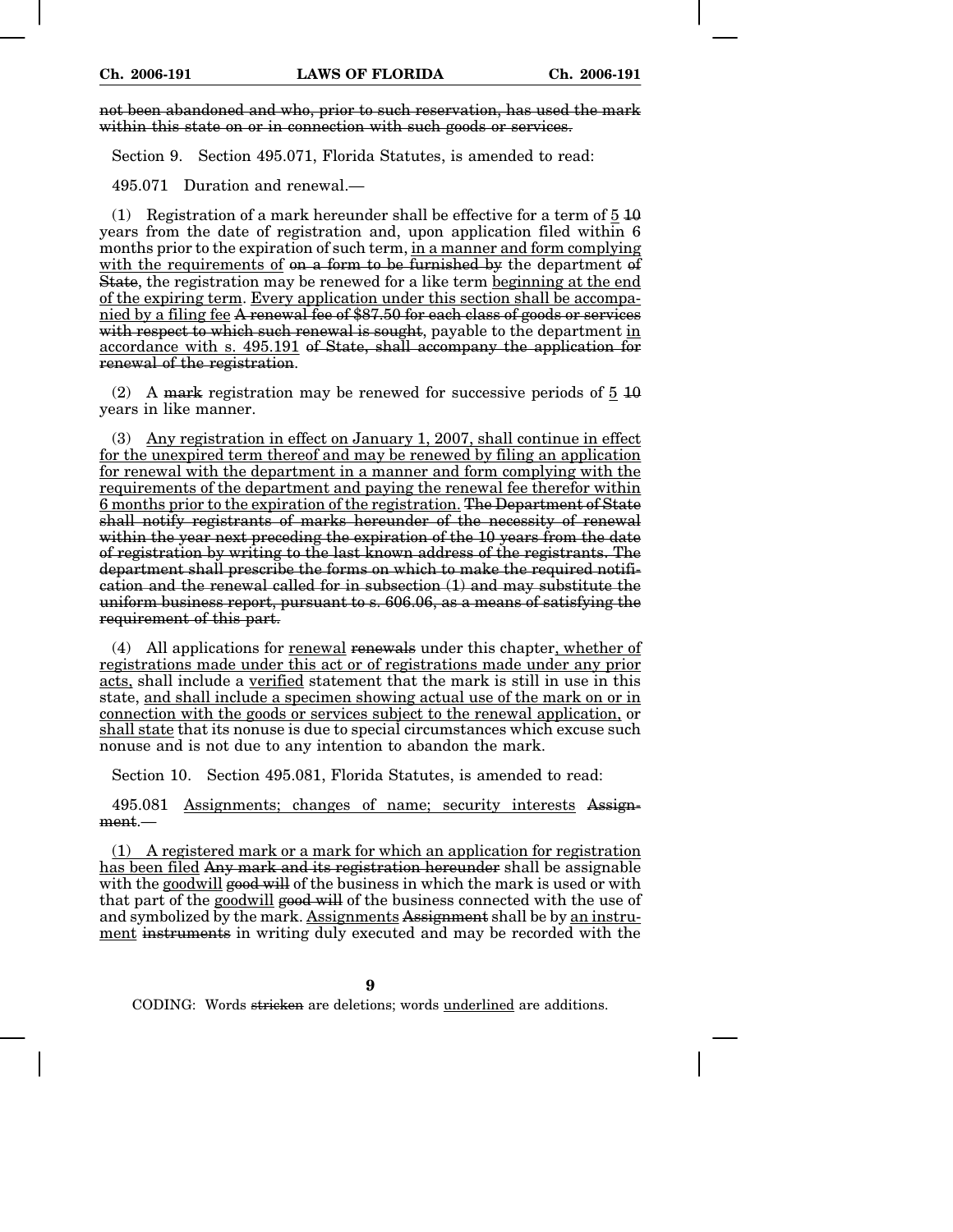~~not been abandoned and who, prior to such reservation, has used the mark within this state on or in connection with such goods or services.~~

Section 9. Section 495.071, Florida Statutes, is amended to read:

495.071 Duration and renewal.—

(1) Registration of a mark hereunder shall be effective for a term of <u>5</u> ~~10~~ years from the date of registration and, upon application filed within 6 months prior to the expiration of such term, <u>in a manner and form complying with the requirements of</u> ~~on a form to be furnished by~~ the department ~~of State~~, the registration may be renewed for a like term <u>beginning at the end of the expiring term</u>. <u>Every application under this section shall be accompanied by a filing fee</u> ~~A renewal fee of $87.50 for each class of goods or services with respect to which such renewal is sought~~, payable to the department <u>in accordance with s. 495.191</u> ~~of State, shall accompany the application for renewal of the registration~~.

(2) A ~~mark~~ registration may be renewed for successive periods of <u>5</u> ~~10~~ years in like manner.

(3) <u>Any registration in effect on January 1, 2007, shall continue in effect for the unexpired term thereof and may be renewed by filing an application for renewal with the department in a manner and form complying with the requirements of the department and paying the renewal fee therefor within 6 months prior to the expiration of the registration.</u> ~~The Department of State shall notify registrants of marks hereunder of the necessity of renewal within the year next preceding the expiration of the 10 years from the date of registration by writing to the last known address of the registrants. The department shall prescribe the forms on which to make the required notification and the renewal called for in subsection (1) and may substitute the uniform business report, pursuant to s. 606.06, as a means of satisfying the requirement of this part.~~

(4) All applications for <u>renewal</u> ~~renewals~~ under this chapter<u>, whether of registrations made under this act or of registrations made under any prior acts,</u> shall include a <u>verified</u> statement that the mark is still in use in this state, <u>and shall include a specimen showing actual use of the mark on or in connection with the goods or services subject to the renewal application,</u> or <u>shall state</u> that its nonuse is due to special circumstances which excuse such nonuse and is not due to any intention to abandon the mark.

Section 10. Section 495.081, Florida Statutes, is amended to read:

495.081 <u>Assignments; changes of name; security interests</u> ~~Assignment~~.—

<u>(1) A registered mark or a mark for which an application for registration has been filed</u> ~~Any mark and its registration hereunder~~ shall be assignable with the <u>goodwill</u> ~~good will~~ of the business in which the mark is used or with that part of the <u>goodwill</u> ~~good will~~ of the business connected with the use of and symbolized by the mark. <u>Assignments</u> ~~Assignment~~ shall be by <u>an instrument</u> ~~instruments~~ in writing duly executed and may be recorded with the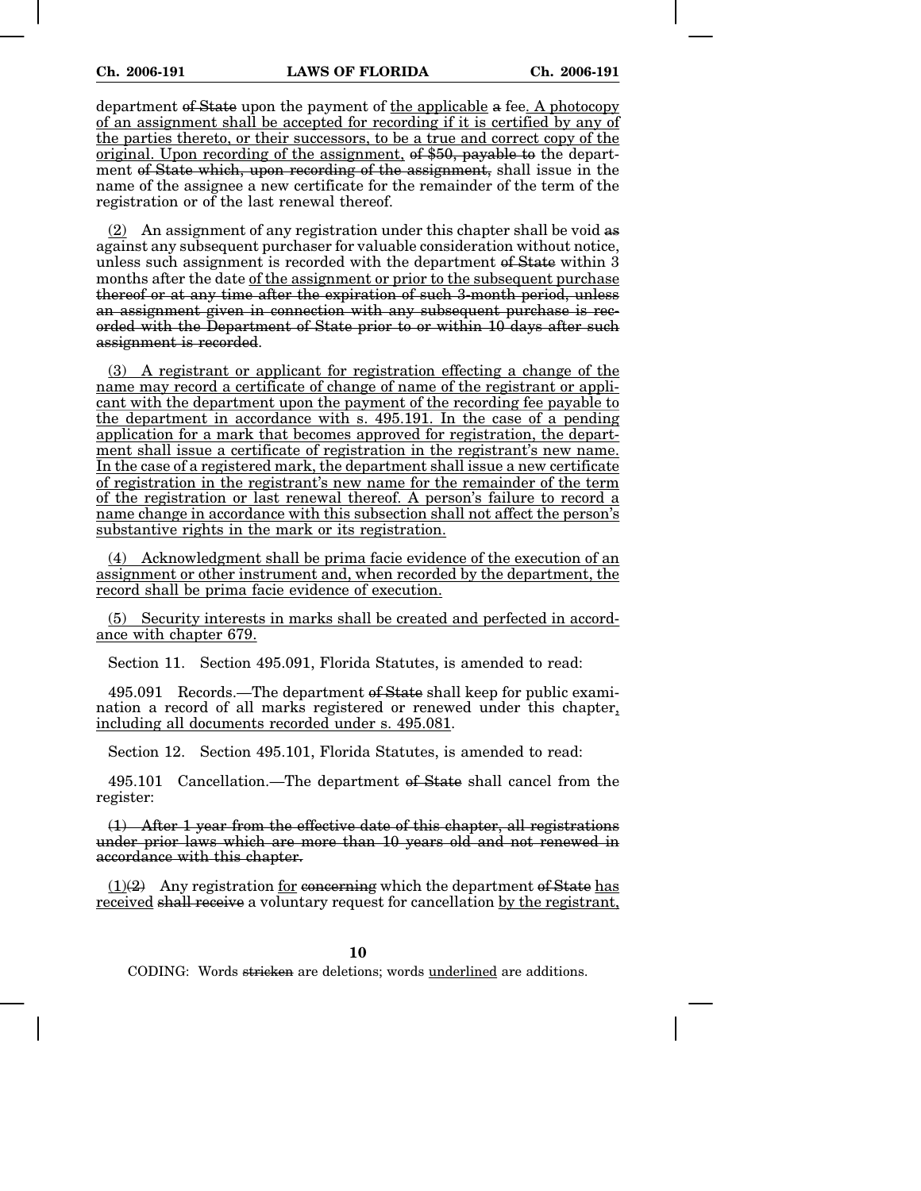department ~~of State~~ upon the payment of <u>the applicable</u> ~~a~~ fee<u>. A photocopy of an assignment shall be accepted for recording if it is certified by any of the parties thereto, or their successors, to be a true and correct copy of the original. Upon recording of the assignment,</u> ~~of $50, payable to~~ the department ~~of State which, upon recording of the assignment,~~ shall issue in the name of the assignee a new certificate for the remainder of the term of the registration or of the last renewal thereof.

<u>(2)</u> An assignment of any registration under this chapter shall be void ~~as~~ against any subsequent purchaser for valuable consideration without notice, unless such assignment is recorded with the department ~~of State~~ within 3 months after the date <u>of the assignment or prior to the subsequent purchase</u> ~~thereof or at any time after the expiration of such 3-month period, unless an assignment given in connection with any subsequent purchase is recorded with the Department of State prior to or within 10 days after such assignment is recorded~~.

<u>(3) A registrant or applicant for registration effecting a change of the name may record a certificate of change of name of the registrant or applicant with the department upon the payment of the recording fee payable to the department in accordance with s. 495.191. In the case of a pending application for a mark that becomes approved for registration, the department shall issue a certificate of registration in the registrant's new name. In the case of a registered mark, the department shall issue a new certificate of registration in the registrant's new name for the remainder of the term of the registration or last renewal thereof. A person's failure to record a name change in accordance with this subsection shall not affect the person's substantive rights in the mark or its registration.</u>

<u>(4) Acknowledgment shall be prima facie evidence of the execution of an assignment or other instrument and, when recorded by the department, the record shall be prima facie evidence of execution.</u>

<u>(5) Security interests in marks shall be created and perfected in accordance with chapter 679.</u>

Section 11. Section 495.091, Florida Statutes, is amended to read:

495.091 Records.—The department ~~of State~~ shall keep for public examination a record of all marks registered or renewed under this chapter<u>, including all documents recorded under s. 495.081</u>.

Section 12. Section 495.101, Florida Statutes, is amended to read:

495.101 Cancellation.—The department ~~of State~~ shall cancel from the register:

~~(1) After 1 year from the effective date of this chapter, all registrations under prior laws which are more than 10 years old and not renewed in accordance with this chapter.~~

<u>(1)</u>~~(2)~~ Any registration <u>for</u> ~~concerning~~ which the department ~~of State~~ <u>has received</u> ~~shall receive~~ a voluntary request for cancellation <u>by the registrant,</u>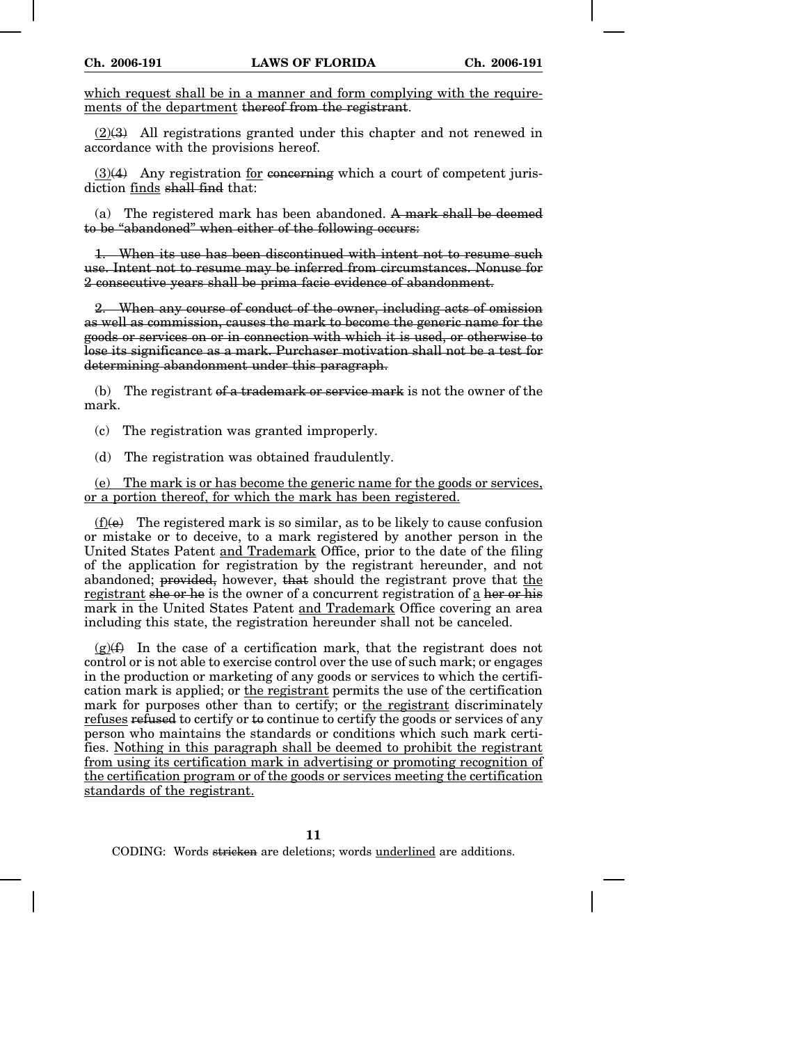<u>which request shall be in a manner and form complying with the requirements of the department</u> ~~thereof from the registrant~~.

<u>(2)</u>~~(3)~~ All registrations granted under this chapter and not renewed in accordance with the provisions hereof.

<u>(3)</u>~~(4)~~ Any registration <u>for</u> ~~concerning~~ which a court of competent jurisdiction <u>finds</u> ~~shall find~~ that:

(a) The registered mark has been abandoned. ~~A mark shall be deemed to be "abandoned" when either of the following occurs:~~

~~1. When its use has been discontinued with intent not to resume such use. Intent not to resume may be inferred from circumstances. Nonuse for 2 consecutive years shall be prima facie evidence of abandonment.~~

~~2. When any course of conduct of the owner, including acts of omission as well as commission, causes the mark to become the generic name for the goods or services on or in connection with which it is used, or otherwise to lose its significance as a mark. Purchaser motivation shall not be a test for determining abandonment under this paragraph.~~

(b) The registrant ~~of a trademark or service mark~~ is not the owner of the mark.

(c) The registration was granted improperly.

(d) The registration was obtained fraudulently.

<u>(e) The mark is or has become the generic name for the goods or services, or a portion thereof, for which the mark has been registered.</u>

<u>(f)</u>~~(e)~~ The registered mark is so similar, as to be likely to cause confusion or mistake or to deceive, to a mark registered by another person in the United States Patent <u>and Trademark</u> Office, prior to the date of the filing of the application for registration by the registrant hereunder, and not abandoned; ~~provided,~~ however, ~~that~~ should the registrant prove that <u>the registrant</u> ~~she or he~~ is the owner of a concurrent registration of <u>a</u> ~~her or his~~ mark in the United States Patent <u>and Trademark</u> Office covering an area including this state, the registration hereunder shall not be canceled.

<u>(g)</u>~~(f)~~ In the case of a certification mark, that the registrant does not control or is not able to exercise control over the use of such mark; or engages in the production or marketing of any goods or services to which the certification mark is applied; or <u>the registrant</u> permits the use of the certification mark for purposes other than to certify; or <u>the registrant</u> discriminately <u>refuses</u> ~~refused~~ to certify or ~~to~~ continue to certify the goods or services of any person who maintains the standards or conditions which such mark certifies. <u>Nothing in this paragraph shall be deemed to prohibit the registrant from using its certification mark in advertising or promoting recognition of the certification program or of the goods or services meeting the certification standards of the registrant.</u>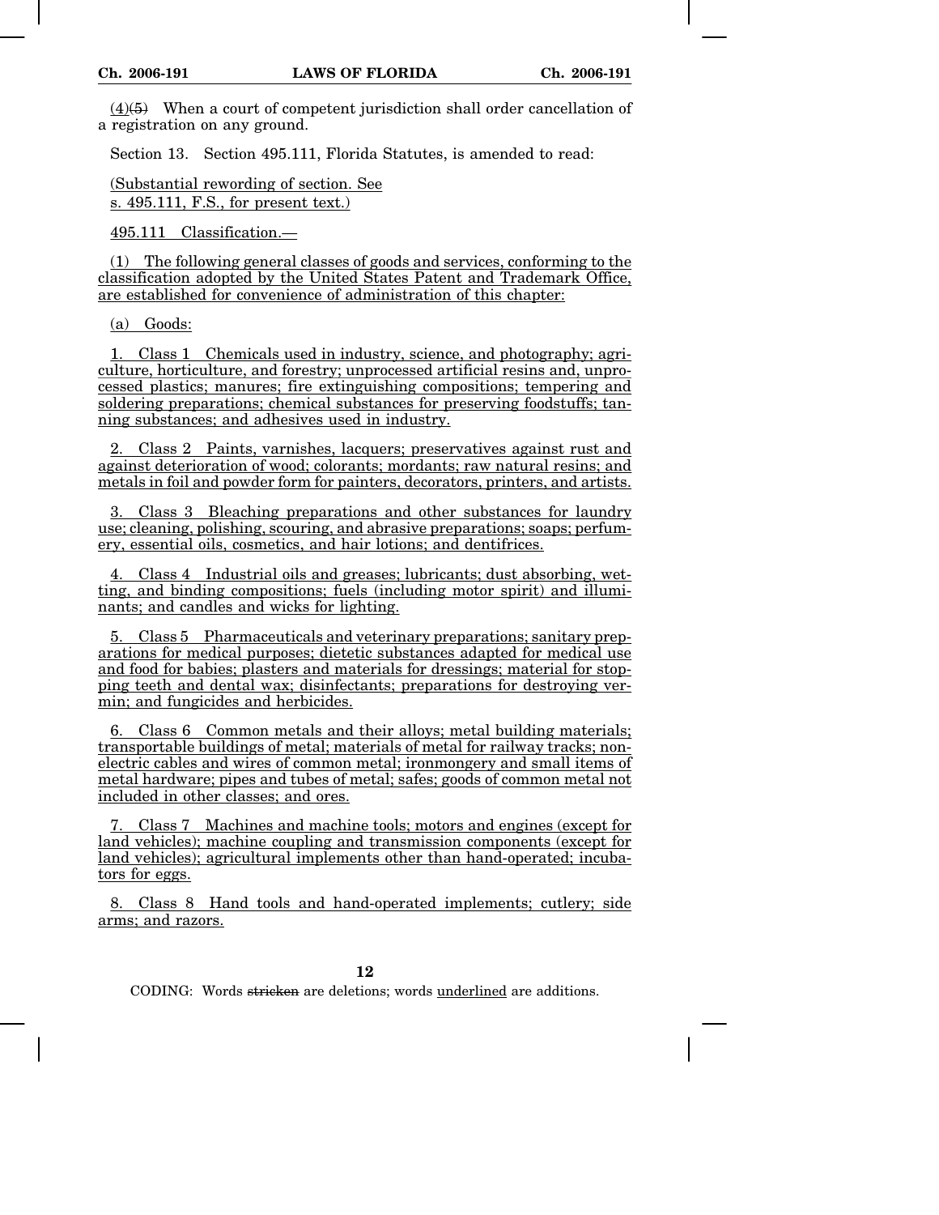(4)~~(5)~~ When a court of competent jurisdiction shall order cancellation of a registration on any ground.

Section 13. Section 495.111, Florida Statutes, is amended to read:

(Substantial rewording of section. See s. 495.111, F.S., for present text.)

495.111 Classification.—

(1) The following general classes of goods and services, conforming to the classification adopted by the United States Patent and Trademark Office, are established for convenience of administration of this chapter:

(a) Goods:

1. Class 1 Chemicals used in industry, science, and photography; agriculture, horticulture, and forestry; unprocessed artificial resins and, unprocessed plastics; manures; fire extinguishing compositions; tempering and soldering preparations; chemical substances for preserving foodstuffs; tanning substances; and adhesives used in industry.

2. Class 2 Paints, varnishes, lacquers; preservatives against rust and against deterioration of wood; colorants; mordants; raw natural resins; and metals in foil and powder form for painters, decorators, printers, and artists.

3. Class 3 Bleaching preparations and other substances for laundry use; cleaning, polishing, scouring, and abrasive preparations; soaps; perfumery, essential oils, cosmetics, and hair lotions; and dentifrices.

4. Class 4 Industrial oils and greases; lubricants; dust absorbing, wetting, and binding compositions; fuels (including motor spirit) and illuminants; and candles and wicks for lighting.

5. Class 5 Pharmaceuticals and veterinary preparations; sanitary preparations for medical purposes; dietetic substances adapted for medical use and food for babies; plasters and materials for dressings; material for stopping teeth and dental wax; disinfectants; preparations for destroying vermin; and fungicides and herbicides.

6. Class 6 Common metals and their alloys; metal building materials; transportable buildings of metal; materials of metal for railway tracks; nonelectric cables and wires of common metal; ironmongery and small items of metal hardware; pipes and tubes of metal; safes; goods of common metal not included in other classes; and ores.

7. Class 7 Machines and machine tools; motors and engines (except for land vehicles); machine coupling and transmission components (except for land vehicles); agricultural implements other than hand-operated; incubators for eggs.

8. Class 8 Hand tools and hand-operated implements; cutlery; side arms; and razors.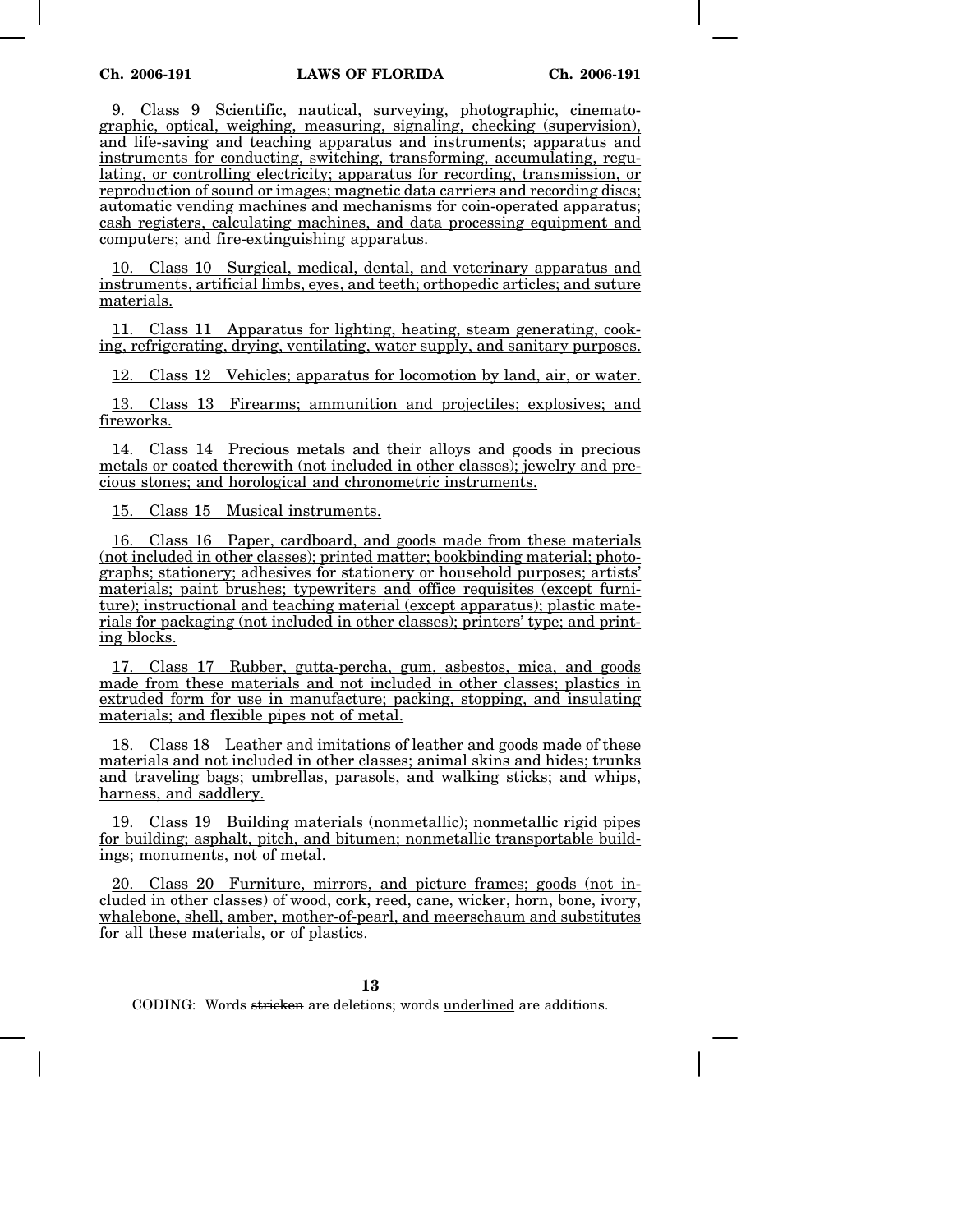9. Class 9 Scientific, nautical, surveying, photographic, cinematographic, optical, weighing, measuring, signaling, checking (supervision), and life-saving and teaching apparatus and instruments; apparatus and instruments for conducting, switching, transforming, accumulating, regulating, or controlling electricity; apparatus for recording, transmission, or reproduction of sound or images; magnetic data carriers and recording discs; automatic vending machines and mechanisms for coin-operated apparatus; cash registers, calculating machines, and data processing equipment and computers; and fire-extinguishing apparatus.

10. Class 10 Surgical, medical, dental, and veterinary apparatus and instruments, artificial limbs, eyes, and teeth; orthopedic articles; and suture materials.

11. Class 11 Apparatus for lighting, heating, steam generating, cooking, refrigerating, drying, ventilating, water supply, and sanitary purposes.

12. Class 12 Vehicles; apparatus for locomotion by land, air, or water.

13. Class 13 Firearms; ammunition and projectiles; explosives; and fireworks.

14. Class 14 Precious metals and their alloys and goods in precious metals or coated therewith (not included in other classes); jewelry and precious stones; and horological and chronometric instruments.

15. Class 15 Musical instruments.

16. Class 16 Paper, cardboard, and goods made from these materials (not included in other classes); printed matter; bookbinding material; photographs; stationery; adhesives for stationery or household purposes; artists' materials; paint brushes; typewriters and office requisites (except furniture); instructional and teaching material (except apparatus); plastic materials for packaging (not included in other classes); printers' type; and printing blocks.

17. Class 17 Rubber, gutta-percha, gum, asbestos, mica, and goods made from these materials and not included in other classes; plastics in extruded form for use in manufacture; packing, stopping, and insulating materials; and flexible pipes not of metal.

18. Class 18 Leather and imitations of leather and goods made of these materials and not included in other classes; animal skins and hides; trunks and traveling bags; umbrellas, parasols, and walking sticks; and whips, harness, and saddlery.

19. Class 19 Building materials (nonmetallic); nonmetallic rigid pipes for building; asphalt, pitch, and bitumen; nonmetallic transportable buildings; monuments, not of metal.

20. Class 20 Furniture, mirrors, and picture frames; goods (not included in other classes) of wood, cork, reed, cane, wicker, horn, bone, ivory, whalebone, shell, amber, mother-of-pearl, and meerschaum and substitutes for all these materials, or of plastics.

CODING: Words stricken are deletions; words underlined are additions.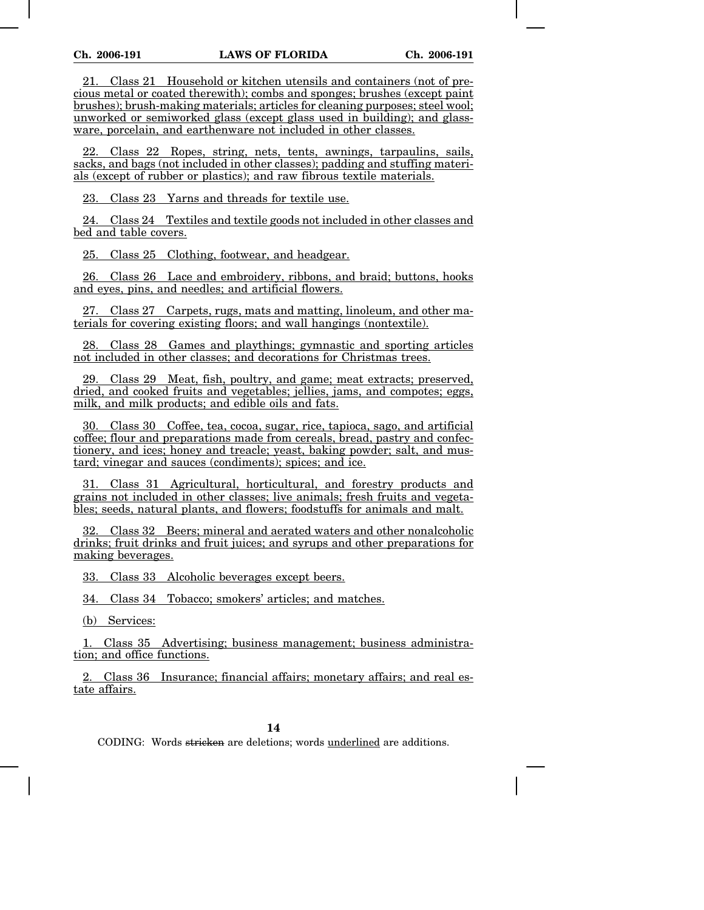21. Class 21 Household or kitchen utensils and containers (not of precious metal or coated therewith); combs and sponges; brushes (except paint brushes); brush-making materials; articles for cleaning purposes; steel wool; unworked or semiworked glass (except glass used in building); and glassware, porcelain, and earthenware not included in other classes.

22. Class 22 Ropes, string, nets, tents, awnings, tarpaulins, sails, sacks, and bags (not included in other classes); padding and stuffing materials (except of rubber or plastics); and raw fibrous textile materials.

23. Class 23 Yarns and threads for textile use.

24. Class 24 Textiles and textile goods not included in other classes and bed and table covers.

25. Class 25 Clothing, footwear, and headgear.

26. Class 26 Lace and embroidery, ribbons, and braid; buttons, hooks and eyes, pins, and needles; and artificial flowers.

27. Class 27 Carpets, rugs, mats and matting, linoleum, and other materials for covering existing floors; and wall hangings (nontextile).

28. Class 28 Games and playthings; gymnastic and sporting articles not included in other classes; and decorations for Christmas trees.

29. Class 29 Meat, fish, poultry, and game; meat extracts; preserved, dried, and cooked fruits and vegetables; jellies, jams, and compotes; eggs, milk, and milk products; and edible oils and fats.

30. Class 30 Coffee, tea, cocoa, sugar, rice, tapioca, sago, and artificial coffee; flour and preparations made from cereals, bread, pastry and confectionery, and ices; honey and treacle; yeast, baking powder; salt, and mustard; vinegar and sauces (condiments); spices; and ice.

31. Class 31 Agricultural, horticultural, and forestry products and grains not included in other classes; live animals; fresh fruits and vegetables; seeds, natural plants, and flowers; foodstuffs for animals and malt.

32. Class 32 Beers; mineral and aerated waters and other nonalcoholic drinks; fruit drinks and fruit juices; and syrups and other preparations for making beverages.

33. Class 33 Alcoholic beverages except beers.

34. Class 34 Tobacco; smokers' articles; and matches.

(b) Services:

1. Class 35 Advertising; business management; business administration; and office functions.

2. Class 36 Insurance; financial affairs; monetary affairs; and real estate affairs.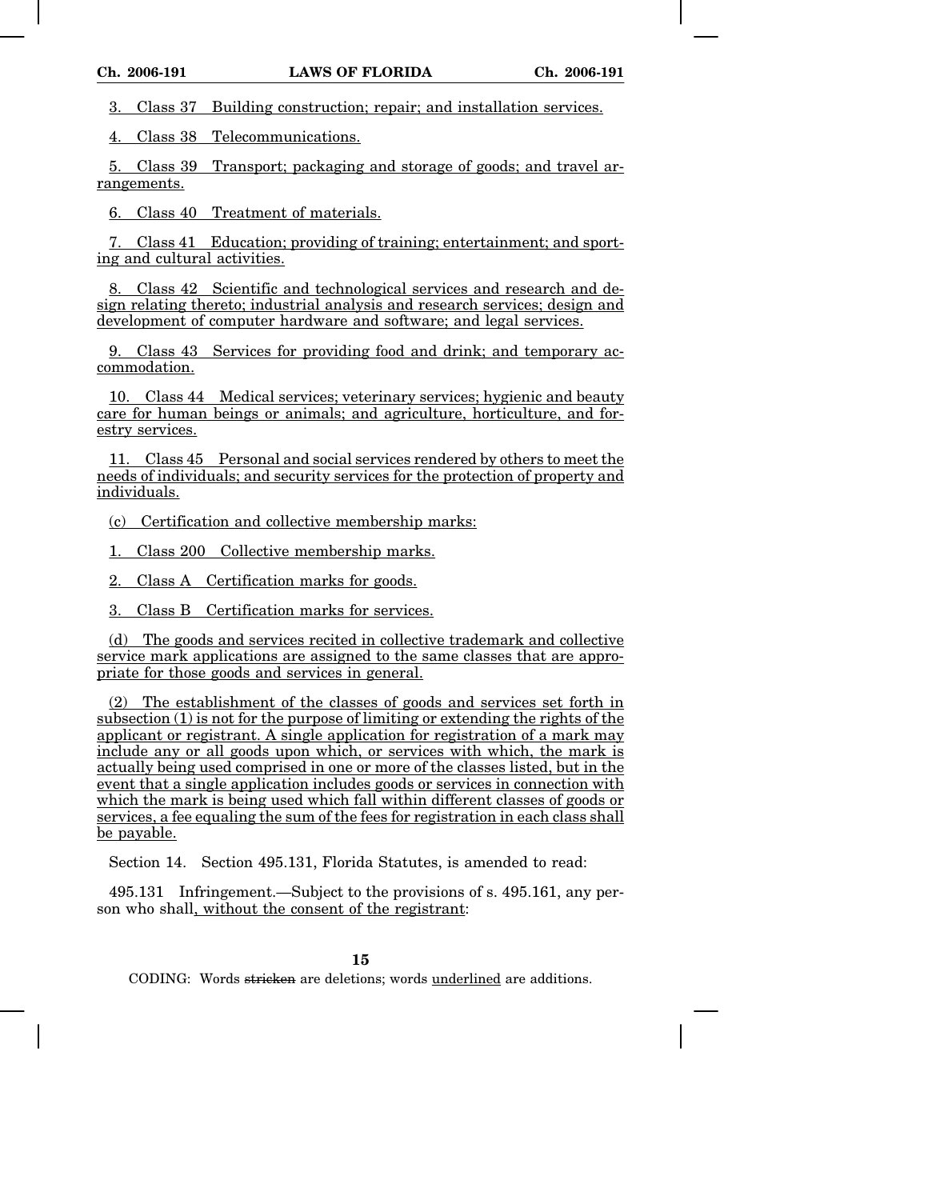3. Class 37 Building construction; repair; and installation services.

4. Class 38 Telecommunications.

5. Class 39 Transport; packaging and storage of goods; and travel arrangements.

6. Class 40 Treatment of materials.

7. Class 41 Education; providing of training; entertainment; and sporting and cultural activities.

8. Class 42 Scientific and technological services and research and design relating thereto; industrial analysis and research services; design and development of computer hardware and software; and legal services.

9. Class 43 Services for providing food and drink; and temporary accommodation.

10. Class 44 Medical services; veterinary services; hygienic and beauty care for human beings or animals; and agriculture, horticulture, and forestry services.

11. Class 45 Personal and social services rendered by others to meet the needs of individuals; and security services for the protection of property and individuals.

(c) Certification and collective membership marks:

1. Class 200 Collective membership marks.

2. Class A Certification marks for goods.

3. Class B Certification marks for services.

(d) The goods and services recited in collective trademark and collective service mark applications are assigned to the same classes that are appropriate for those goods and services in general.

(2) The establishment of the classes of goods and services set forth in subsection (1) is not for the purpose of limiting or extending the rights of the applicant or registrant. A single application for registration of a mark may include any or all goods upon which, or services with which, the mark is actually being used comprised in one or more of the classes listed, but in the event that a single application includes goods or services in connection with which the mark is being used which fall within different classes of goods or services, a fee equaling the sum of the fees for registration in each class shall be payable.

Section 14. Section 495.131, Florida Statutes, is amended to read:

495.131 Infringement.—Subject to the provisions of s. 495.161, any person who shall, without the consent of the registrant: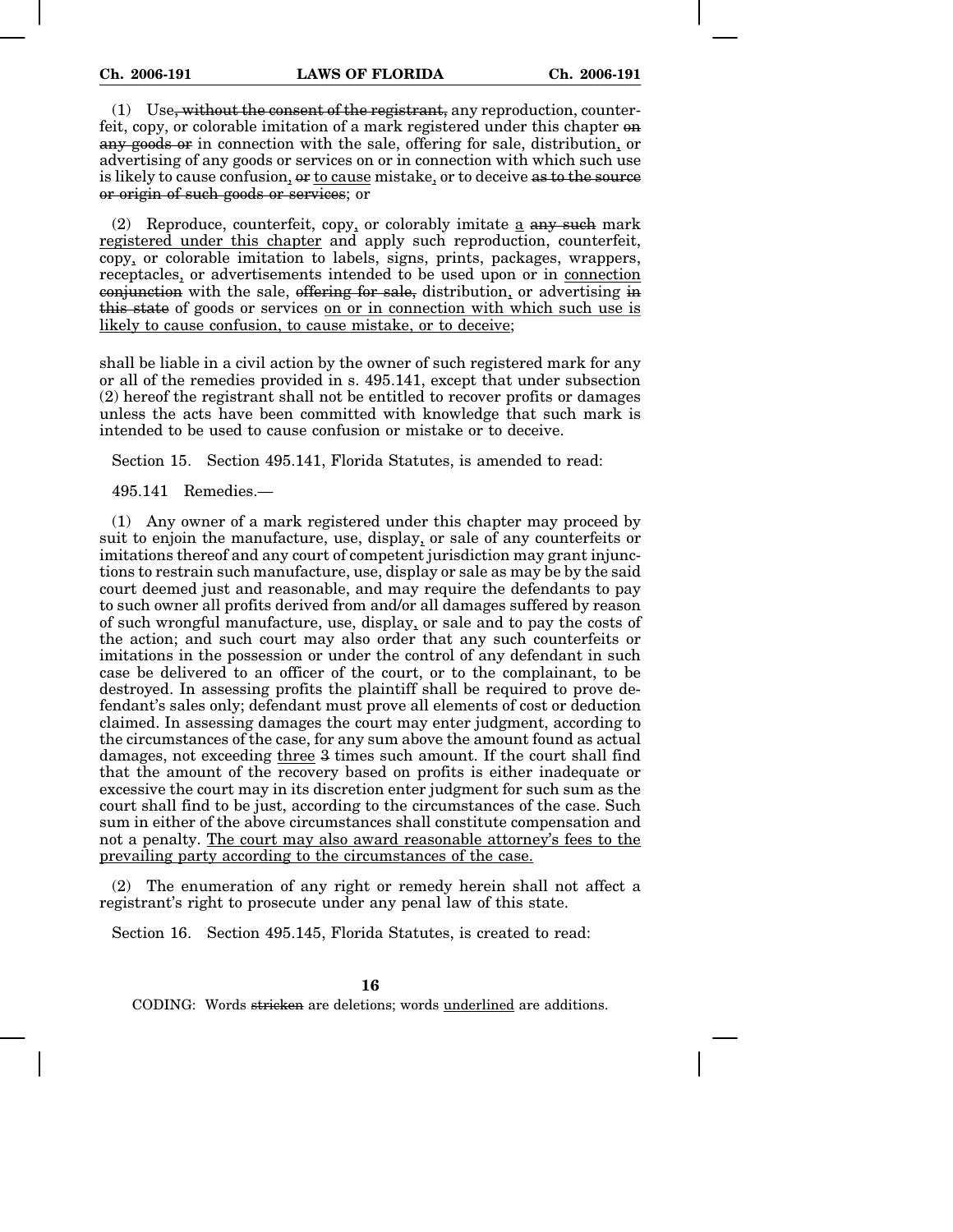(1) Use~~, without the consent of the registrant,~~ any reproduction, counterfeit, copy, or colorable imitation of a mark registered under this chapter ~~on any goods or~~ in connection with the sale, offering for sale, distribution<u>,</u> or advertising of any goods or services on or in connection with which such use is likely to cause confusion<u>,</u> ~~or~~ <u>to cause</u> mistake<u>,</u> or to deceive ~~as to the source or origin of such goods or services~~; or

(2) Reproduce, counterfeit, copy<u>,</u> or colorably imitate <u>a</u> ~~any such~~ mark <u>registered under this chapter</u> and apply such reproduction, counterfeit, copy<u>,</u> or colorable imitation to labels, signs, prints, packages, wrappers, receptacles<u>,</u> or advertisements intended to be used upon or in <u>connection</u> ~~conjunction~~ with the sale, ~~offering for sale,~~ distribution<u>,</u> or advertising ~~in this state~~ of goods or services <u>on or in connection with which such use is likely to cause confusion, to cause mistake, or to deceive</u>;

shall be liable in a civil action by the owner of such registered mark for any or all of the remedies provided in s. 495.141, except that under subsection (2) hereof the registrant shall not be entitled to recover profits or damages unless the acts have been committed with knowledge that such mark is intended to be used to cause confusion or mistake or to deceive.

Section 15. Section 495.141, Florida Statutes, is amended to read:

495.141 Remedies.—

(1) Any owner of a mark registered under this chapter may proceed by suit to enjoin the manufacture, use, display<u>,</u> or sale of any counterfeits or imitations thereof and any court of competent jurisdiction may grant injunctions to restrain such manufacture, use, display or sale as may be by the said court deemed just and reasonable, and may require the defendants to pay to such owner all profits derived from and/or all damages suffered by reason of such wrongful manufacture, use, display<u>,</u> or sale and to pay the costs of the action; and such court may also order that any such counterfeits or imitations in the possession or under the control of any defendant in such case be delivered to an officer of the court, or to the complainant, to be destroyed. In assessing profits the plaintiff shall be required to prove defendant's sales only; defendant must prove all elements of cost or deduction claimed. In assessing damages the court may enter judgment, according to the circumstances of the case, for any sum above the amount found as actual damages, not exceeding <u>three</u> ~~3~~ times such amount. If the court shall find that the amount of the recovery based on profits is either inadequate or excessive the court may in its discretion enter judgment for such sum as the court shall find to be just, according to the circumstances of the case. Such sum in either of the above circumstances shall constitute compensation and not a penalty. <u>The court may also award reasonable attorney's fees to the prevailing party according to the circumstances of the case.</u>

(2) The enumeration of any right or remedy herein shall not affect a registrant's right to prosecute under any penal law of this state.

Section 16. Section 495.145, Florida Statutes, is created to read: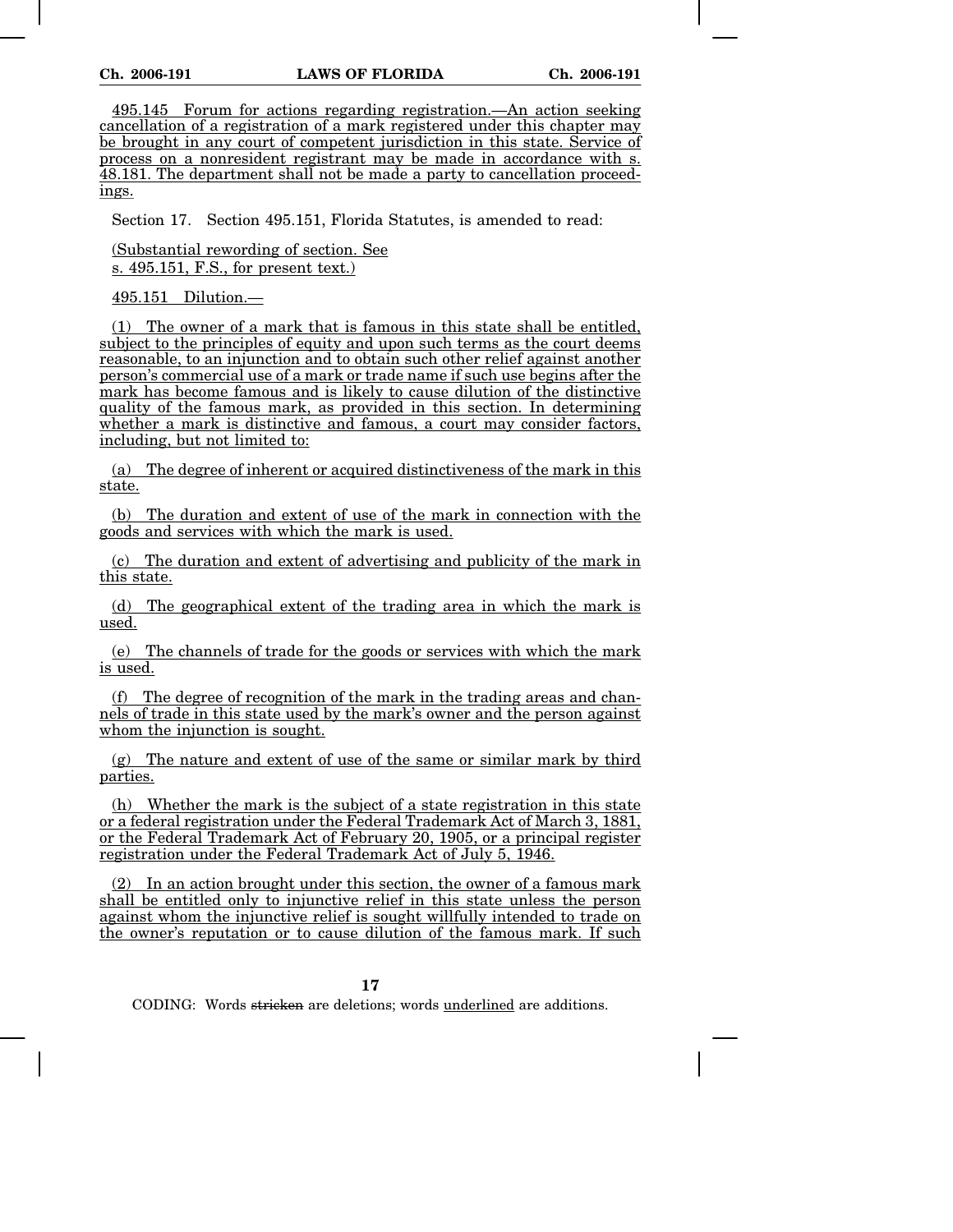495.145 Forum for actions regarding registration.—An action seeking cancellation of a registration of a mark registered under this chapter may be brought in any court of competent jurisdiction in this state. Service of process on a nonresident registrant may be made in accordance with s. 48.181. The department shall not be made a party to cancellation proceedings.

Section 17. Section 495.151, Florida Statutes, is amended to read:

(Substantial rewording of section. See s. 495.151, F.S., for present text.)

495.151 Dilution.—

(1) The owner of a mark that is famous in this state shall be entitled, subject to the principles of equity and upon such terms as the court deems reasonable, to an injunction and to obtain such other relief against another person's commercial use of a mark or trade name if such use begins after the mark has become famous and is likely to cause dilution of the distinctive quality of the famous mark, as provided in this section. In determining whether a mark is distinctive and famous, a court may consider factors, including, but not limited to:

(a) The degree of inherent or acquired distinctiveness of the mark in this state.

(b) The duration and extent of use of the mark in connection with the goods and services with which the mark is used.

(c) The duration and extent of advertising and publicity of the mark in this state.

(d) The geographical extent of the trading area in which the mark is used.

(e) The channels of trade for the goods or services with which the mark is used.

(f) The degree of recognition of the mark in the trading areas and channels of trade in this state used by the mark's owner and the person against whom the injunction is sought.

(g) The nature and extent of use of the same or similar mark by third parties.

(h) Whether the mark is the subject of a state registration in this state or a federal registration under the Federal Trademark Act of March 3, 1881, or the Federal Trademark Act of February 20, 1905, or a principal register registration under the Federal Trademark Act of July 5, 1946.

(2) In an action brought under this section, the owner of a famous mark shall be entitled only to injunctive relief in this state unless the person against whom the injunctive relief is sought willfully intended to trade on the owner's reputation or to cause dilution of the famous mark. If such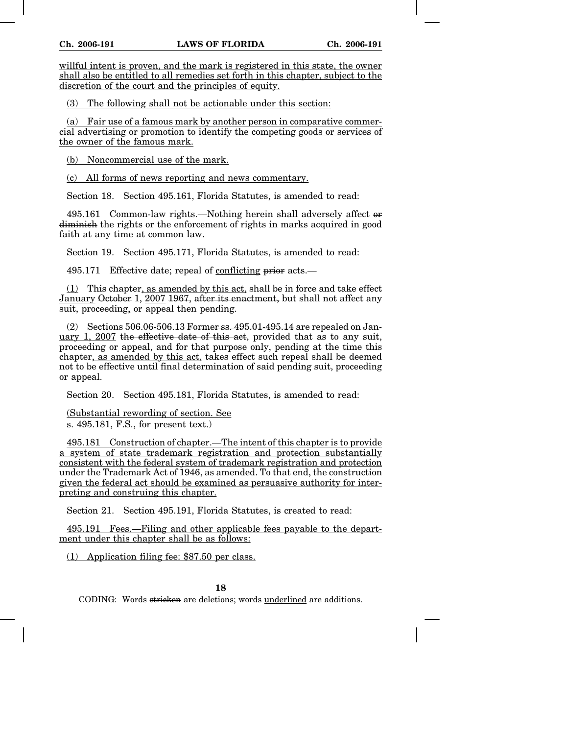willful intent is proven, and the mark is registered in this state, the owner shall also be entitled to all remedies set forth in this chapter, subject to the discretion of the court and the principles of equity.

(3) The following shall not be actionable under this section:

(a) Fair use of a famous mark by another person in comparative commercial advertising or promotion to identify the competing goods or services of the owner of the famous mark.

(b) Noncommercial use of the mark.

(c) All forms of news reporting and news commentary.

Section 18. Section 495.161, Florida Statutes, is amended to read:

495.161 Common-law rights.—Nothing herein shall adversely affect ~~or diminish~~ the rights or the enforcement of rights in marks acquired in good faith at any time at common law.

Section 19. Section 495.171, Florida Statutes, is amended to read:

495.171 Effective date; repeal of conflicting ~~prior~~ acts.—

(1) This chapter, as amended by this act, shall be in force and take effect January ~~October~~ 1, 2007 ~~1967, after its enactment,~~ but shall not affect any suit, proceeding, or appeal then pending.

(2) Sections 506.06-506.13 ~~Former ss. 495.01-495.14~~ are repealed on January 1, 2007 ~~the effective date of this act~~, provided that as to any suit, proceeding or appeal, and for that purpose only, pending at the time this chapter, as amended by this act, takes effect such repeal shall be deemed not to be effective until final determination of said pending suit, proceeding or appeal.

Section 20. Section 495.181, Florida Statutes, is amended to read:

(Substantial rewording of section. See s. 495.181, F.S., for present text.)

495.181 Construction of chapter.—The intent of this chapter is to provide a system of state trademark registration and protection substantially consistent with the federal system of trademark registration and protection under the Trademark Act of 1946, as amended. To that end, the construction given the federal act should be examined as persuasive authority for interpreting and construing this chapter.

Section 21. Section 495.191, Florida Statutes, is created to read:

495.191 Fees.—Filing and other applicable fees payable to the department under this chapter shall be as follows:

(1) Application filing fee: $87.50 per class.

CODING: Words ~~stricken~~ are deletions; words underlined are additions.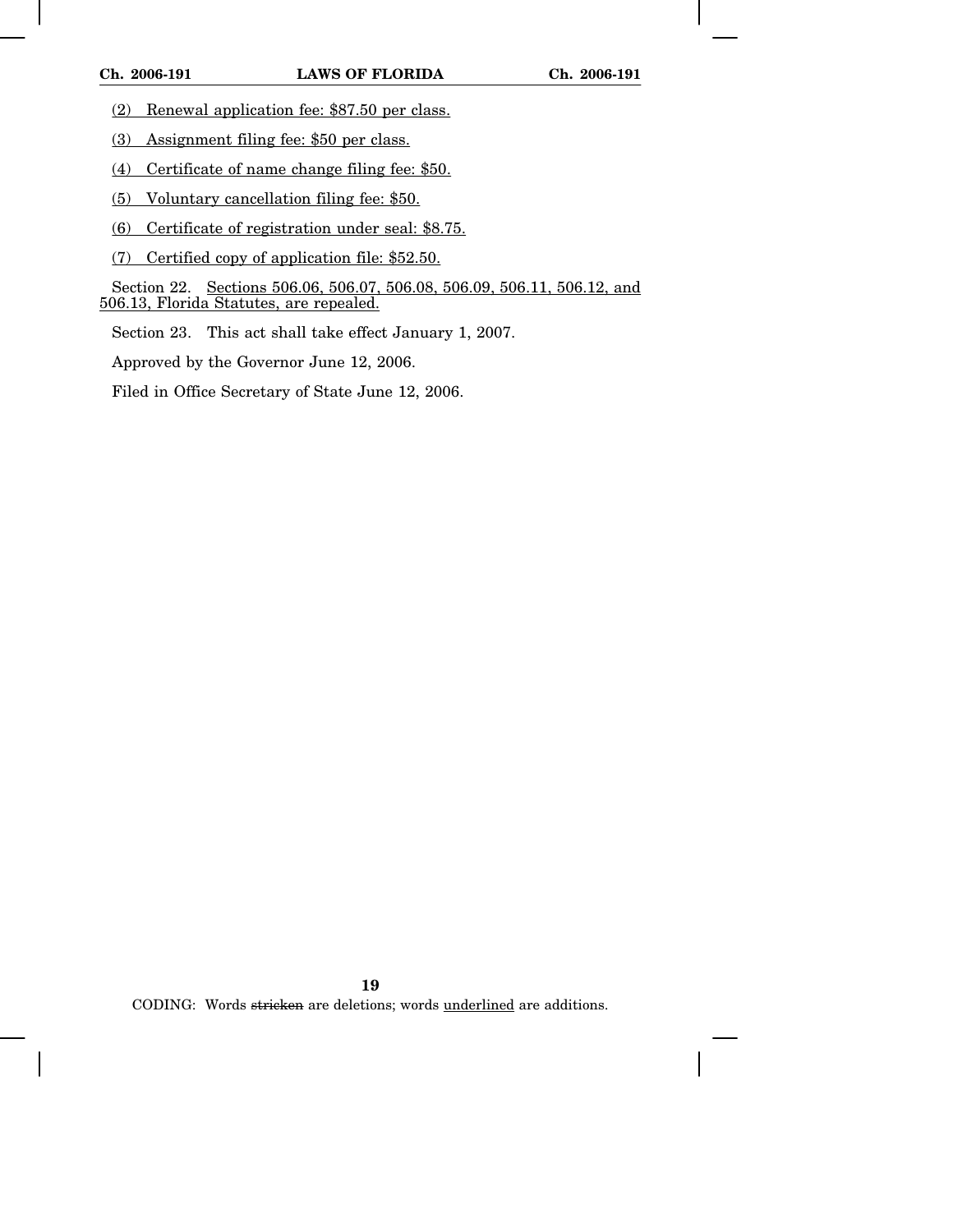(2) Renewal application fee: $87.50 per class.

(3) Assignment filing fee: $50 per class.

(4) Certificate of name change filing fee: $50.

(5) Voluntary cancellation filing fee: $50.

(6) Certificate of registration under seal: $8.75.

(7) Certified copy of application file: $52.50.

Section 22. Sections 506.06, 506.07, 506.08, 506.09, 506.11, 506.12, and 506.13, Florida Statutes, are repealed.

Section 23. This act shall take effect January 1, 2007.

Approved by the Governor June 12, 2006.

Filed in Office Secretary of State June 12, 2006.

CODING: Words ~~stricken~~ are deletions; words underlined are additions.